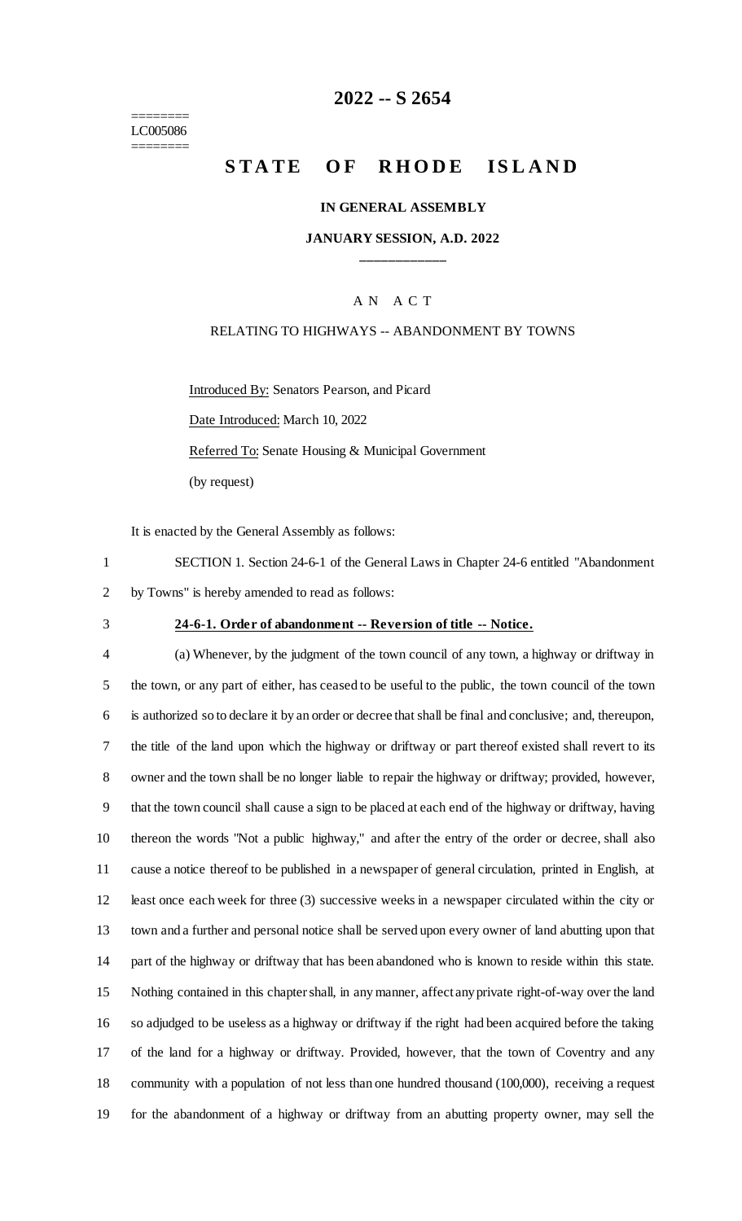========
LC005086
========

# 2022 -- S 2654

# STATE OF RHODE ISLAND

**IN GENERAL ASSEMBLY**

**JANUARY SESSION, A.D. 2022**

\_\_\_\_\_\_\_\_\_\_\_\_

A N A C T

RELATING TO HIGHWAYS -- ABANDONMENT BY TOWNS

Introduced By: Senators Pearson, and Picard

Date Introduced: March 10, 2022

Referred To: Senate Housing & Municipal Government

(by request)

It is enacted by the General Assembly as follows:

1 SECTION 1. Section 24-6-1 of the General Laws in Chapter 24-6 entitled "Abandonment
2 by Towns" is hereby amended to read as follows:

3 **24-6-1. Order of abandonment -- Reversion of title -- Notice.**

4 (a) Whenever, by the judgment of the town council of any town, a highway or driftway in
5 the town, or any part of either, has ceased to be useful to the public, the town council of the town
6 is authorized so to declare it by an order or decree that shall be final and conclusive; and, thereupon,
7 the title of the land upon which the highway or driftway or part thereof existed shall revert to its
8 owner and the town shall be no longer liable to repair the highway or driftway; provided, however,
9 that the town council shall cause a sign to be placed at each end of the highway or driftway, having
10 thereon the words "Not a public highway," and after the entry of the order or decree, shall also
11 cause a notice thereof to be published in a newspaper of general circulation, printed in English, at
12 least once each week for three (3) successive weeks in a newspaper circulated within the city or
13 town and a further and personal notice shall be served upon every owner of land abutting upon that
14 part of the highway or driftway that has been abandoned who is known to reside within this state.
15 Nothing contained in this chapter shall, in any manner, affect any private right-of-way over the land
16 so adjudged to be useless as a highway or driftway if the right had been acquired before the taking
17 of the land for a highway or driftway. Provided, however, that the town of Coventry and any
18 community with a population of not less than one hundred thousand (100,000), receiving a request
19 for the abandonment of a highway or driftway from an abutting property owner, may sell the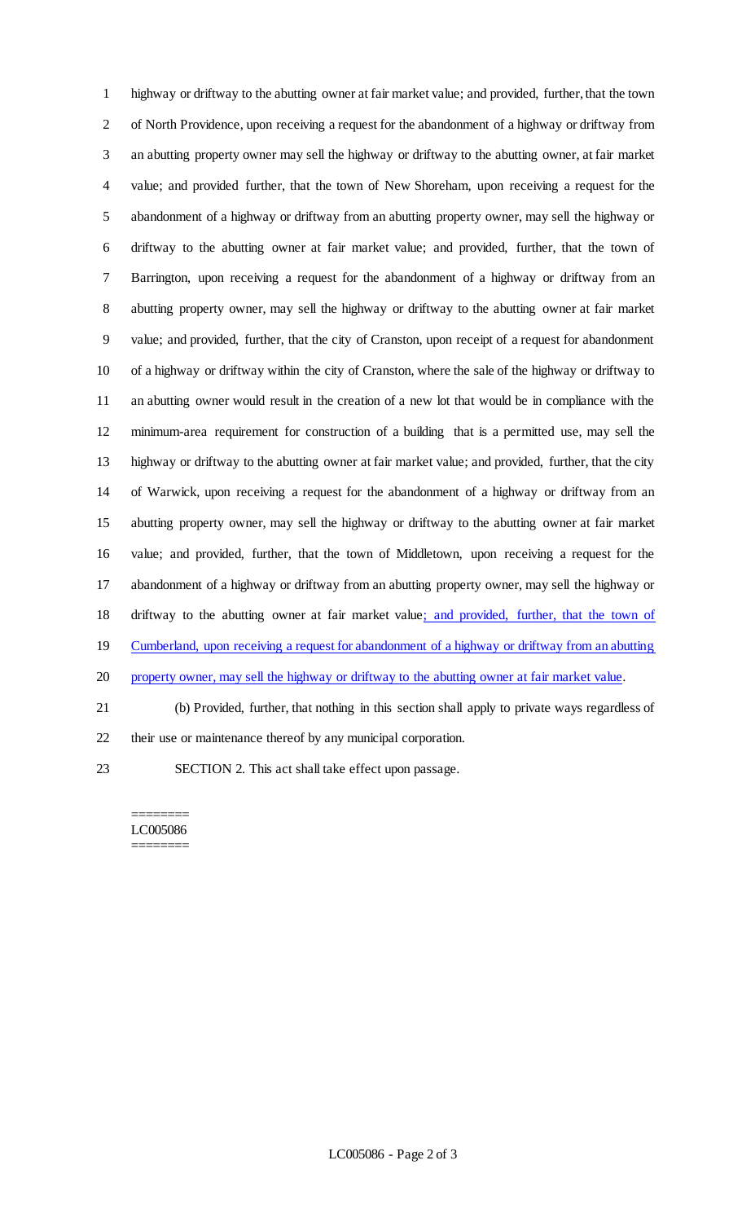highway or driftway to the abutting owner at fair market value; and provided, further, that the town of North Providence, upon receiving a request for the abandonment of a highway or driftway from an abutting property owner may sell the highway or driftway to the abutting owner, at fair market value; and provided further, that the town of New Shoreham, upon receiving a request for the abandonment of a highway or driftway from an abutting property owner, may sell the highway or driftway to the abutting owner at fair market value; and provided, further, that the town of Barrington, upon receiving a request for the abandonment of a highway or driftway from an abutting property owner, may sell the highway or driftway to the abutting owner at fair market value; and provided, further, that the city of Cranston, upon receipt of a request for abandonment of a highway or driftway within the city of Cranston, where the sale of the highway or driftway to an abutting owner would result in the creation of a new lot that would be in compliance with the minimum-area requirement for construction of a building that is a permitted use, may sell the highway or driftway to the abutting owner at fair market value; and provided, further, that the city of Warwick, upon receiving a request for the abandonment of a highway or driftway from an abutting property owner, may sell the highway or driftway to the abutting owner at fair market value; and provided, further, that the town of Middletown, upon receiving a request for the abandonment of a highway or driftway from an abutting property owner, may sell the highway or driftway to the abutting owner at fair market value; and provided, further, that the town of Cumberland, upon receiving a request for abandonment of a highway or driftway from an abutting property owner, may sell the highway or driftway to the abutting owner at fair market value.

(b) Provided, further, that nothing in this section shall apply to private ways regardless of their use or maintenance thereof by any municipal corporation.

SECTION 2. This act shall take effect upon passage.

========
LC005086
========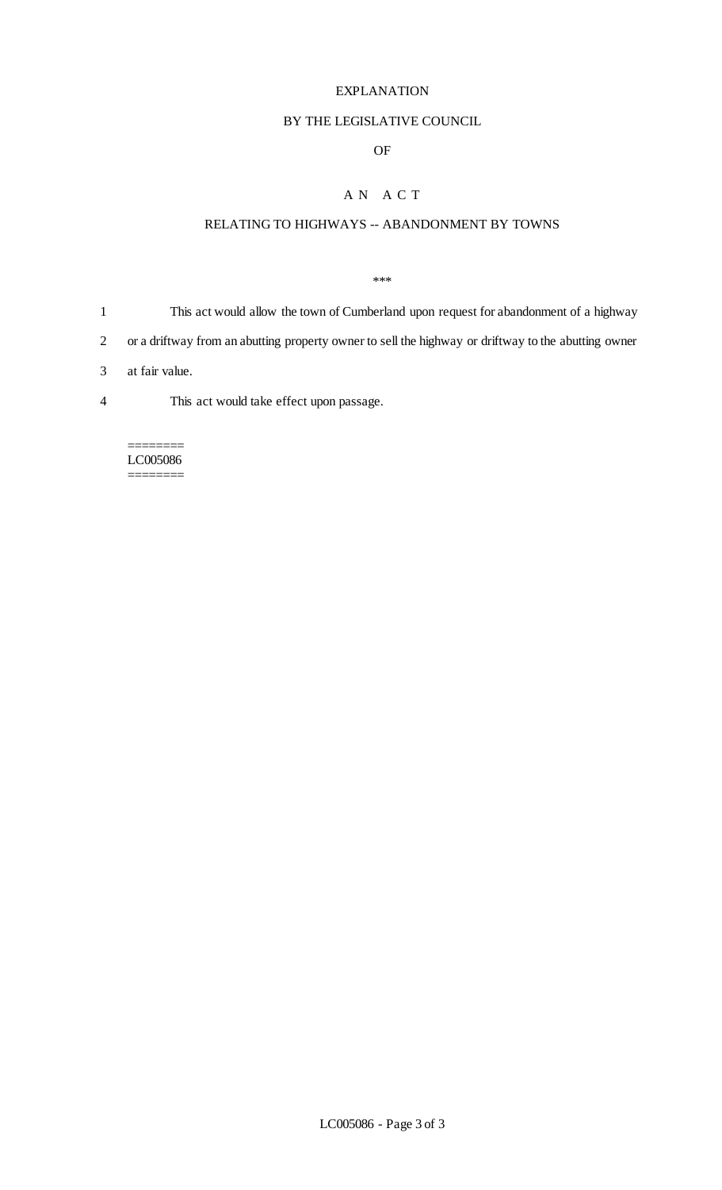EXPLANATION

BY THE LEGISLATIVE COUNCIL

OF

A N A C T

RELATING TO HIGHWAYS -- ABANDONMENT BY TOWNS

\*\*\*

1 This act would allow the town of Cumberland upon request for abandonment of a highway
2 or a driftway from an abutting property owner to sell the highway or driftway to the abutting owner
3 at fair value.
4 This act would take effect upon passage.

========
LC005086
========